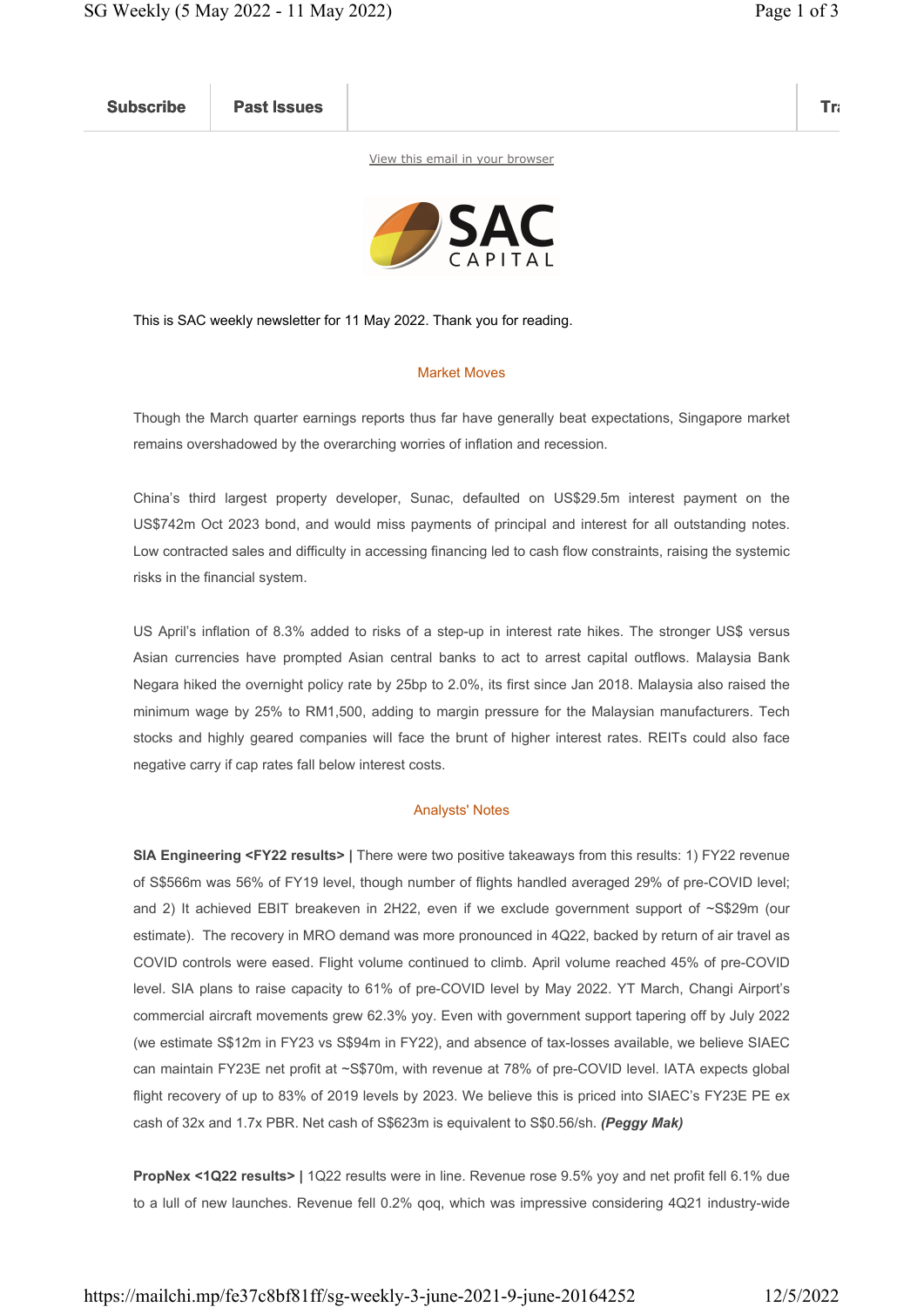Subscribe | Past Issues | Tr

View this email in your browser

SAC CAPITAL

This is SAC weekly newsletter for 11 May 2022. Thank you for reading.

## Market Moves

Though the March quarter earnings reports thus far have generally beat expectations, Singapore market remains overshadowed by the overarching worries of inflation and recession.

China's third largest property developer, Sunac, defaulted on US$29.5m interest payment on the US$742m Oct 2023 bond, and would miss payments of principal and interest for all outstanding notes. Low contracted sales and difficulty in accessing financing led to cash flow constraints, raising the systemic risks in the financial system.

US April's inflation of 8.3% added to risks of a step-up in interest rate hikes. The stronger US$ versus Asian currencies have prompted Asian central banks to act to arrest capital outflows. Malaysia Bank Negara hiked the overnight policy rate by 25bp to 2.0%, its first since Jan 2018. Malaysia also raised the minimum wage by 25% to RM1,500, adding to margin pressure for the Malaysian manufacturers. Tech stocks and highly geared companies will face the brunt of higher interest rates. REITs could also face negative carry if cap rates fall below interest costs.

## Analysts' Notes

**SIA Engineering <FY22 results> |** There were two positive takeaways from this results: 1) FY22 revenue of S$566m was 56% of FY19 level, though number of flights handled averaged 29% of pre-COVID level; and 2) It achieved EBIT breakeven in 2H22, even if we exclude government support of ~S$29m (our estimate). The recovery in MRO demand was more pronounced in 4Q22, backed by return of air travel as COVID controls were eased. Flight volume continued to climb. April volume reached 45% of pre-COVID level. SIA plans to raise capacity to 61% of pre-COVID level by May 2022. YT March, Changi Airport's commercial aircraft movements grew 62.3% yoy. Even with government support tapering off by July 2022 (we estimate S$12m in FY23 vs S$94m in FY22), and absence of tax-losses available, we believe SIAEC can maintain FY23E net profit at ~S$70m, with revenue at 78% of pre-COVID level. IATA expects global flight recovery of up to 83% of 2019 levels by 2023. We believe this is priced into SIAEC's FY23E PE ex cash of 32x and 1.7x PBR. Net cash of S$623m is equivalent to S$0.56/sh. ***(Peggy Mak)***

**PropNex <1Q22 results> |** 1Q22 results were in line. Revenue rose 9.5% yoy and net profit fell 6.1% due to a lull of new launches. Revenue fell 0.2% qoq, which was impressive considering 4Q21 industry-wide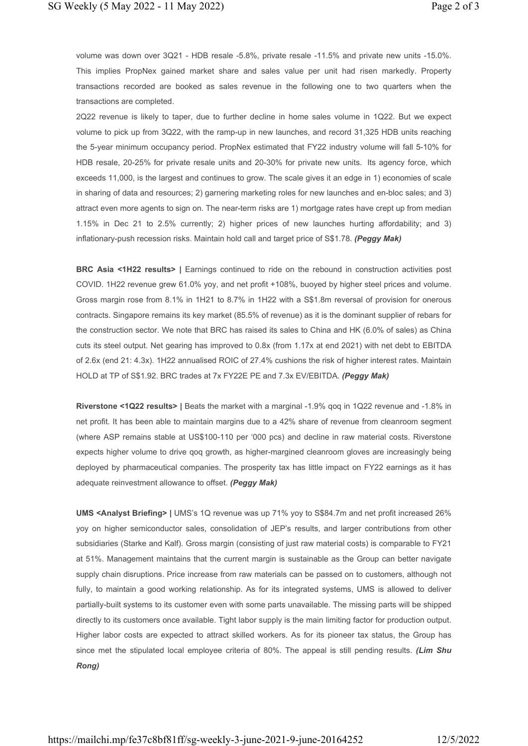volume was down over 3Q21 - HDB resale -5.8%, private resale -11.5% and private new units -15.0%. This implies PropNex gained market share and sales value per unit had risen markedly. Property transactions recorded are booked as sales revenue in the following one to two quarters when the transactions are completed.

2Q22 revenue is likely to taper, due to further decline in home sales volume in 1Q22. But we expect volume to pick up from 3Q22, with the ramp-up in new launches, and record 31,325 HDB units reaching the 5-year minimum occupancy period. PropNex estimated that FY22 industry volume will fall 5-10% for HDB resale, 20-25% for private resale units and 20-30% for private new units. Its agency force, which exceeds 11,000, is the largest and continues to grow. The scale gives it an edge in 1) economies of scale in sharing of data and resources; 2) garnering marketing roles for new launches and en-bloc sales; and 3) attract even more agents to sign on. The near-term risks are 1) mortgage rates have crept up from median 1.15% in Dec 21 to 2.5% currently; 2) higher prices of new launches hurting affordability; and 3) inflationary-push recession risks. Maintain hold call and target price of S$1.78. ***(Peggy Mak)***

**BRC Asia <1H22 results> |** Earnings continued to ride on the rebound in construction activities post COVID. 1H22 revenue grew 61.0% yoy, and net profit +108%, buoyed by higher steel prices and volume. Gross margin rose from 8.1% in 1H21 to 8.7% in 1H22 with a S$1.8m reversal of provision for onerous contracts. Singapore remains its key market (85.5% of revenue) as it is the dominant supplier of rebars for the construction sector. We note that BRC has raised its sales to China and HK (6.0% of sales) as China cuts its steel output. Net gearing has improved to 0.8x (from 1.17x at end 2021) with net debt to EBITDA of 2.6x (end 21: 4.3x). 1H22 annualised ROIC of 27.4% cushions the risk of higher interest rates. Maintain HOLD at TP of S$1.92. BRC trades at 7x FY22E PE and 7.3x EV/EBITDA. ***(Peggy Mak)***

**Riverstone <1Q22 results> |** Beats the market with a marginal -1.9% qoq in 1Q22 revenue and -1.8% in net profit. It has been able to maintain margins due to a 42% share of revenue from cleanroom segment (where ASP remains stable at US$100-110 per '000 pcs) and decline in raw material costs. Riverstone expects higher volume to drive qoq growth, as higher-margined cleanroom gloves are increasingly being deployed by pharmaceutical companies. The prosperity tax has little impact on FY22 earnings as it has adequate reinvestment allowance to offset. ***(Peggy Mak)***

**UMS <Analyst Briefing> |** UMS's 1Q revenue was up 71% yoy to S$84.7m and net profit increased 26% yoy on higher semiconductor sales, consolidation of JEP's results, and larger contributions from other subsidiaries (Starke and Kalf). Gross margin (consisting of just raw material costs) is comparable to FY21 at 51%. Management maintains that the current margin is sustainable as the Group can better navigate supply chain disruptions. Price increase from raw materials can be passed on to customers, although not fully, to maintain a good working relationship. As for its integrated systems, UMS is allowed to deliver partially-built systems to its customer even with some parts unavailable. The missing parts will be shipped directly to its customers once available. Tight labor supply is the main limiting factor for production output. Higher labor costs are expected to attract skilled workers. As for its pioneer tax status, the Group has since met the stipulated local employee criteria of 80%. The appeal is still pending results. ***(Lim Shu Rong)***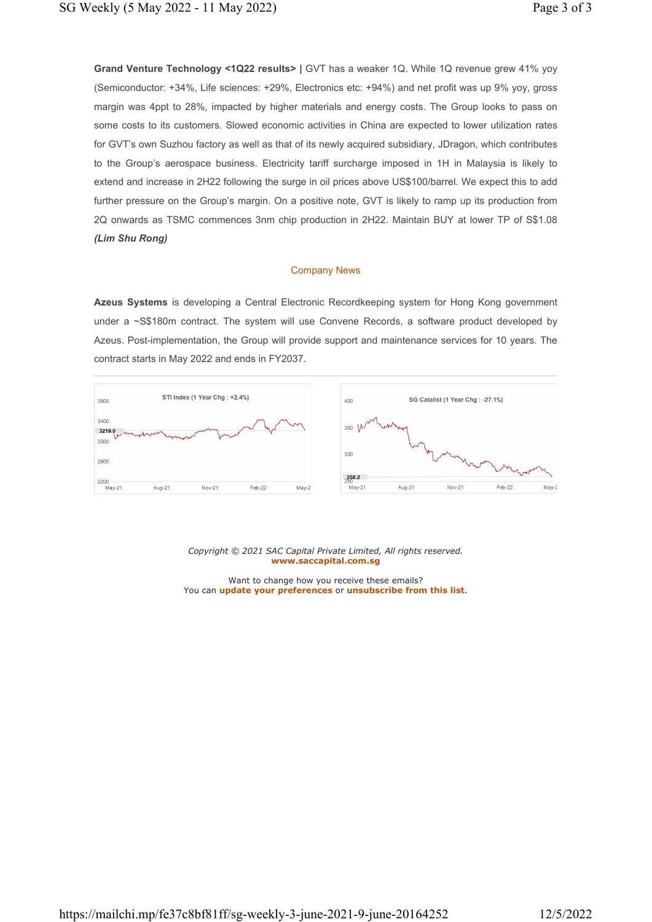**Grand Venture Technology <1Q22 results> |** GVT has a weaker 1Q. While 1Q revenue grew 41% yoy (Semiconductor: +34%, Life sciences: +29%, Electronics etc: +94%) and net profit was up 9% yoy, gross margin was 4ppt to 28%, impacted by higher materials and energy costs. The Group looks to pass on some costs to its customers. Slowed economic activities in China are expected to lower utilization rates for GVT's own Suzhou factory as well as that of its newly acquired subsidiary, JDragon, which contributes to the Group's aerospace business. Electricity tariff surcharge imposed in 1H in Malaysia is likely to extend and increase in 2H22 following the surge in oil prices above US$100/barrel. We expect this to add further pressure on the Group's margin. On a positive note, GVT is likely to ramp up its production from 2Q onwards as TSMC commences 3nm chip production in 2H22. Maintain BUY at lower TP of S$1.08 ***(Lim Shu Rong)***

## Company News

**Azeus Systems** is developing a Central Electronic Recordkeeping system for Hong Kong government under a ~S$180m contract. The system will use Convene Records, a software product developed by Azeus. Post-implementation, the Group will provide support and maintenance services for 10 years. The contract starts in May 2022 and ends in FY2037.

STI Index (1 Year Chg : +2.4%)

3800
3400
3219.0
3000
2600
2200
May-21 Aug-21 Nov-21 Feb-22 May-2

SG Catalist (1 Year Chg : -27.1%)

400
350
300
258.2
250
May-21 Aug-21 Nov-21 Feb-22 May-2

*Copyright © 2021 SAC Capital Private Limited, All rights reserved.*
**www.saccapital.com.sg**

Want to change how you receive these emails?
You can **update your preferences** or **unsubscribe from this list**.